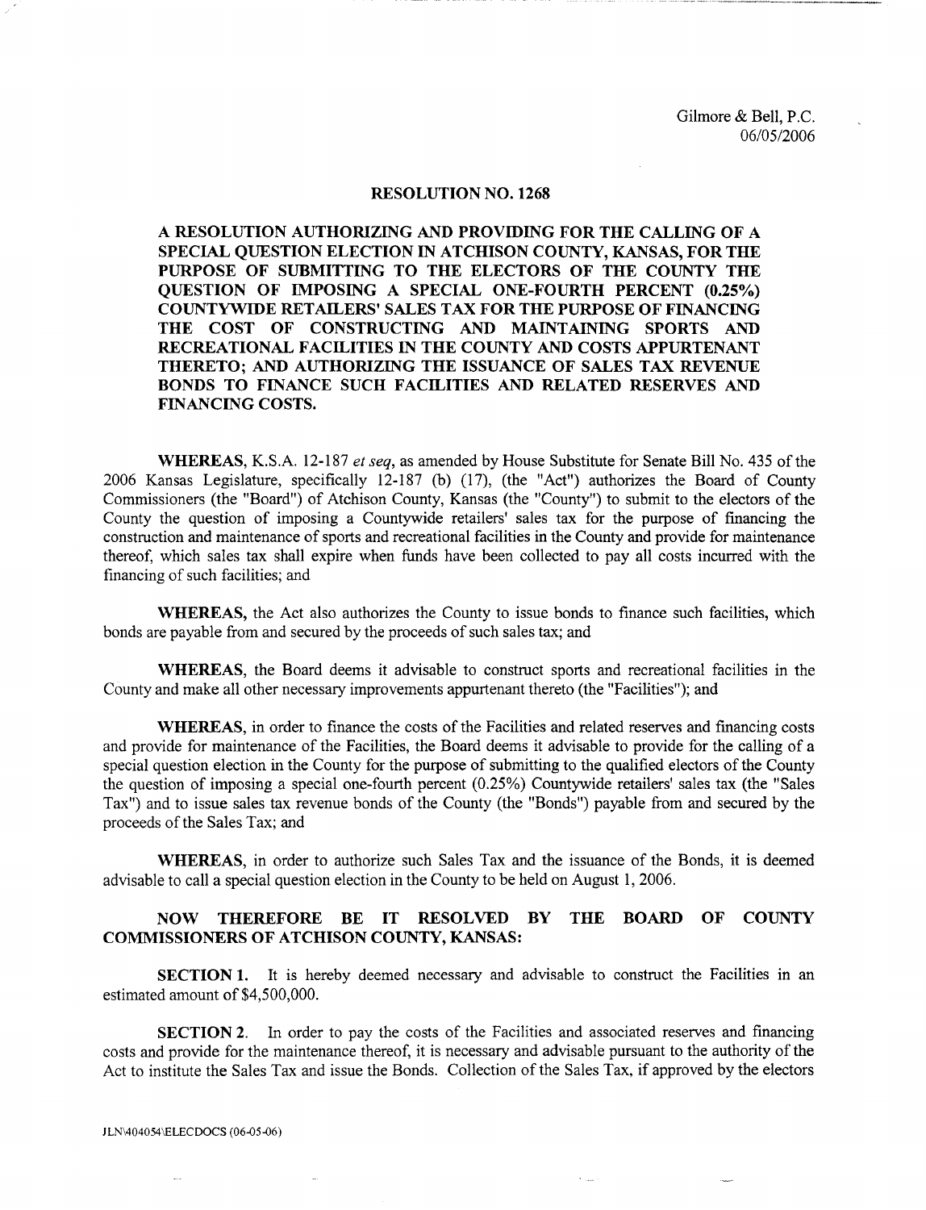Gilmore & Bell, P.C.
06/05/2006

# RESOLUTION NO. 1268

**A RESOLUTION AUTHORIZING AND PROVIDING FOR THE CALLING OF A SPECIAL QUESTION ELECTION IN ATCHISON COUNTY, KANSAS, FOR THE PURPOSE OF SUBMITTING TO THE ELECTORS OF THE COUNTY THE QUESTION OF IMPOSING A SPECIAL ONE-FOURTH PERCENT (0.25%) COUNTYWIDE RETAILERS' SALES TAX FOR THE PURPOSE OF FINANCING THE COST OF CONSTRUCTING AND MAINTAINING SPORTS AND RECREATIONAL FACILITIES IN THE COUNTY AND COSTS APPURTENANT THERETO; AND AUTHORIZING THE ISSUANCE OF SALES TAX REVENUE BONDS TO FINANCE SUCH FACILITIES AND RELATED RESERVES AND FINANCING COSTS.**

**WHEREAS,** K.S.A. 12-187 *et seq*, as amended by House Substitute for Senate Bill No. 435 of the 2006 Kansas Legislature, specifically 12-187 (b) (17), (the "Act") authorizes the Board of County Commissioners (the "Board") of Atchison County, Kansas (the "County") to submit to the electors of the County the question of imposing a Countywide retailers' sales tax for the purpose of financing the construction and maintenance of sports and recreational facilities in the County and provide for maintenance thereof, which sales tax shall expire when funds have been collected to pay all costs incurred with the financing of such facilities; and

**WHEREAS,** the Act also authorizes the County to issue bonds to finance such facilities, which bonds are payable from and secured by the proceeds of such sales tax; and

**WHEREAS,** the Board deems it advisable to construct sports and recreational facilities in the County and make all other necessary improvements appurtenant thereto (the "Facilities"); and

**WHEREAS,** in order to finance the costs of the Facilities and related reserves and financing costs and provide for maintenance of the Facilities, the Board deems it advisable to provide for the calling of a special question election in the County for the purpose of submitting to the qualified electors of the County the question of imposing a special one-fourth percent (0.25%) Countywide retailers' sales tax (the "Sales Tax") and to issue sales tax revenue bonds of the County (the "Bonds") payable from and secured by the proceeds of the Sales Tax; and

**WHEREAS,** in order to authorize such Sales Tax and the issuance of the Bonds, it is deemed advisable to call a special question election in the County to be held on August 1, 2006.

**NOW THEREFORE BE IT RESOLVED BY THE BOARD OF COUNTY COMMISSIONERS OF ATCHISON COUNTY, KANSAS:**

**SECTION 1.** It is hereby deemed necessary and advisable to construct the Facilities in an estimated amount of $4,500,000.

**SECTION 2.** In order to pay the costs of the Facilities and associated reserves and financing costs and provide for the maintenance thereof, it is necessary and advisable pursuant to the authority of the Act to institute the Sales Tax and issue the Bonds. Collection of the Sales Tax, if approved by the electors

JLN\404054\ELECDOCS (06-05-06)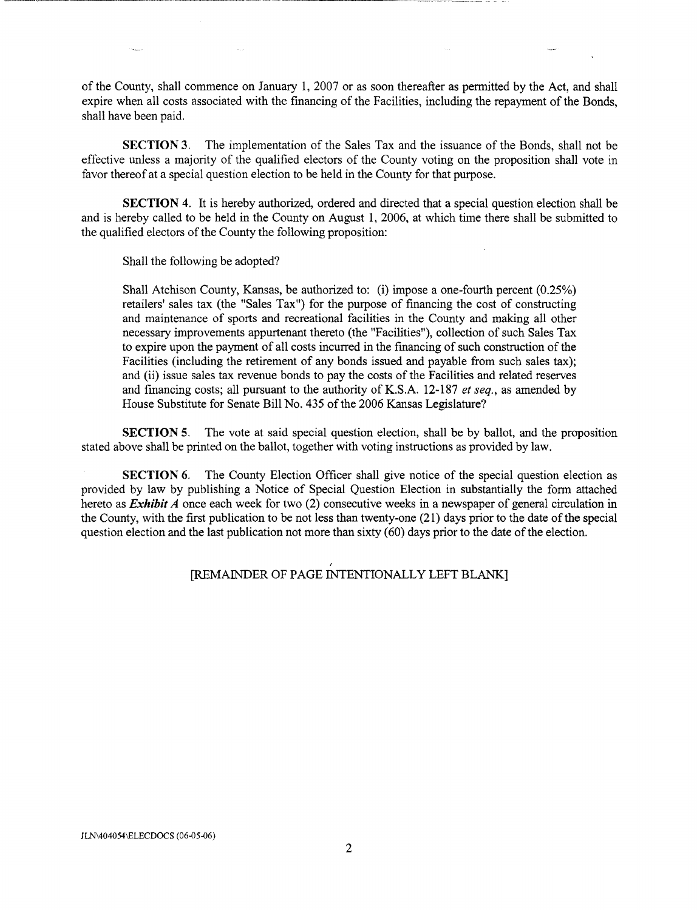of the County, shall commence on January 1, 2007 or as soon thereafter as permitted by the Act, and shall expire when all costs associated with the financing of the Facilities, including the repayment of the Bonds, shall have been paid.

**SECTION 3.** The implementation of the Sales Tax and the issuance of the Bonds, shall not be effective unless a majority of the qualified electors of the County voting on the proposition shall vote in favor thereof at a special question election to be held in the County for that purpose.

**SECTION 4.** It is hereby authorized, ordered and directed that a special question election shall be and is hereby called to be held in the County on August 1, 2006, at which time there shall be submitted to the qualified electors of the County the following proposition:

Shall the following be adopted?

Shall Atchison County, Kansas, be authorized to: (i) impose a one-fourth percent (0.25%) retailers' sales tax (the "Sales Tax") for the purpose of financing the cost of constructing and maintenance of sports and recreational facilities in the County and making all other necessary improvements appurtenant thereto (the "Facilities"), collection of such Sales Tax to expire upon the payment of all costs incurred in the financing of such construction of the Facilities (including the retirement of any bonds issued and payable from such sales tax); and (ii) issue sales tax revenue bonds to pay the costs of the Facilities and related reserves and financing costs; all pursuant to the authority of K.S.A. 12-187 *et seq.*, as amended by House Substitute for Senate Bill No. 435 of the 2006 Kansas Legislature?

**SECTION 5.** The vote at said special question election, shall be by ballot, and the proposition stated above shall be printed on the ballot, together with voting instructions as provided by law.

**SECTION 6.** The County Election Officer shall give notice of the special question election as provided by law by publishing a Notice of Special Question Election in substantially the form attached hereto as ***Exhibit A*** once each week for two (2) consecutive weeks in a newspaper of general circulation in the County, with the first publication to be not less than twenty-one (21) days prior to the date of the special question election and the last publication not more than sixty (60) days prior to the date of the election.

[REMAINDER OF PAGE INTENTIONALLY LEFT BLANK]

JLN\404054\ELECDOCS (06-05-06)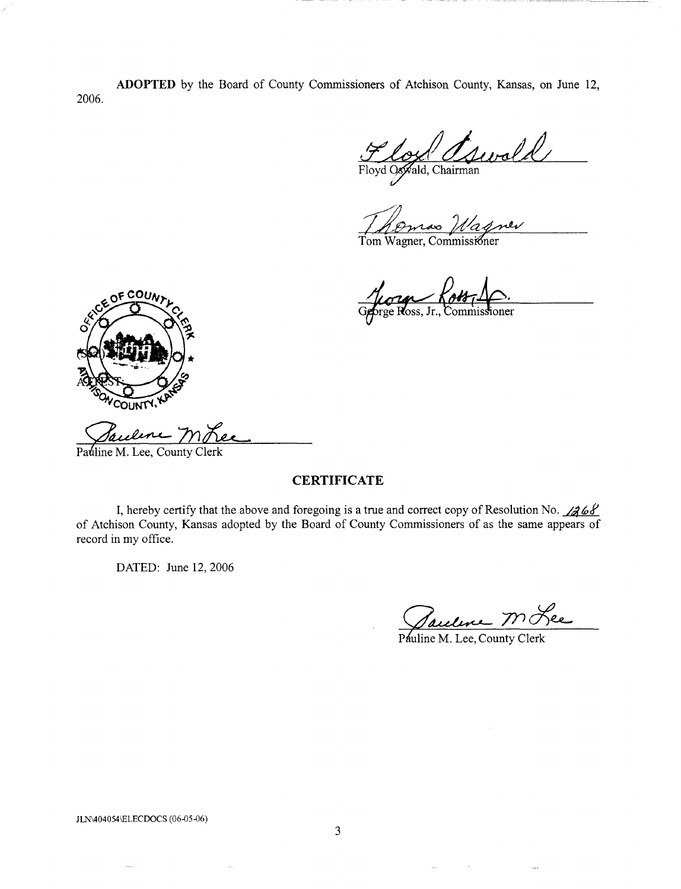**ADOPTED** by the Board of County Commissioners of Atchison County, Kansas, on June 12, 2006.

Floyd Oswald, Chairman

Tom Wagner, Commissioner

George Ross, Jr., Commissioner

(SEAL)

ATTEST:

Pauline M. Lee, County Clerk

## CERTIFICATE

I, hereby certify that the above and foregoing is a true and correct copy of Resolution No. 1268 of Atchison County, Kansas adopted by the Board of County Commissioners of as the same appears of record in my office.

DATED: June 12, 2006

Pauline M. Lee, County Clerk

JLN\404054\ELECDOCS (06-05-06)